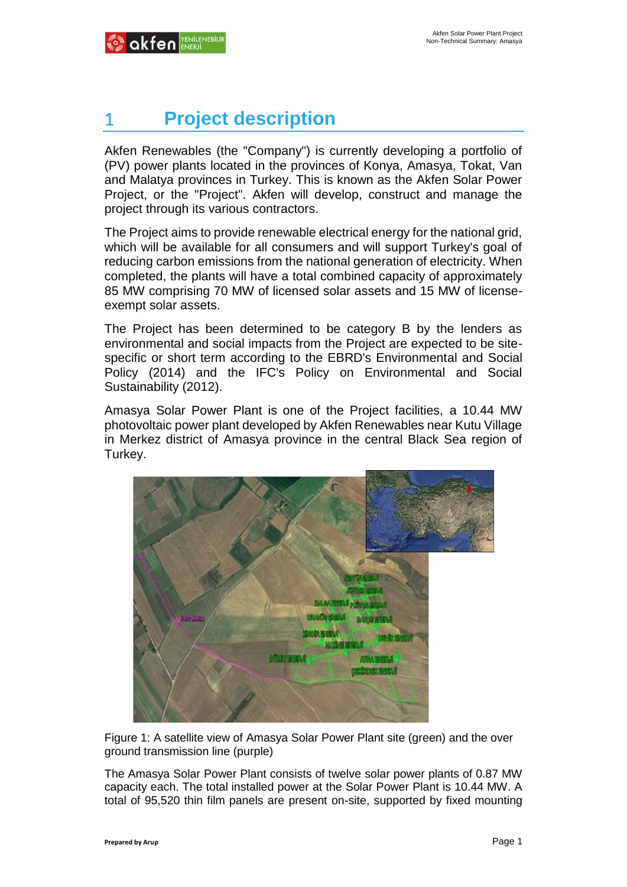# 1 Project description

Akfen Renewables (the "Company") is currently developing a portfolio of (PV) power plants located in the provinces of Konya, Amasya, Tokat, Van and Malatya provinces in Turkey. This is known as the Akfen Solar Power Project, or the "Project". Akfen will develop, construct and manage the project through its various contractors.

The Project aims to provide renewable electrical energy for the national grid, which will be available for all consumers and will support Turkey's goal of reducing carbon emissions from the national generation of electricity. When completed, the plants will have a total combined capacity of approximately 85 MW comprising 70 MW of licensed solar assets and 15 MW of license-exempt solar assets.

The Project has been determined to be category B by the lenders as environmental and social impacts from the Project are expected to be site-specific or short term according to the EBRD's Environmental and Social Policy (2014) and the IFC's Policy on Environmental and Social Sustainability (2012).

Amasya Solar Power Plant is one of the Project facilities, a 10.44 MW photovoltaic power plant developed by Akfen Renewables near Kutu Village in Merkez district of Amasya province in the central Black Sea region of Turkey.

Figure 1: A satellite view of Amasya Solar Power Plant site (green) and the over ground transmission line (purple)

The Amasya Solar Power Plant consists of twelve solar power plants of 0.87 MW capacity each. The total installed power at the Solar Power Plant is 10.44 MW. A total of 95,520 thin film panels are present on-site, supported by fixed mounting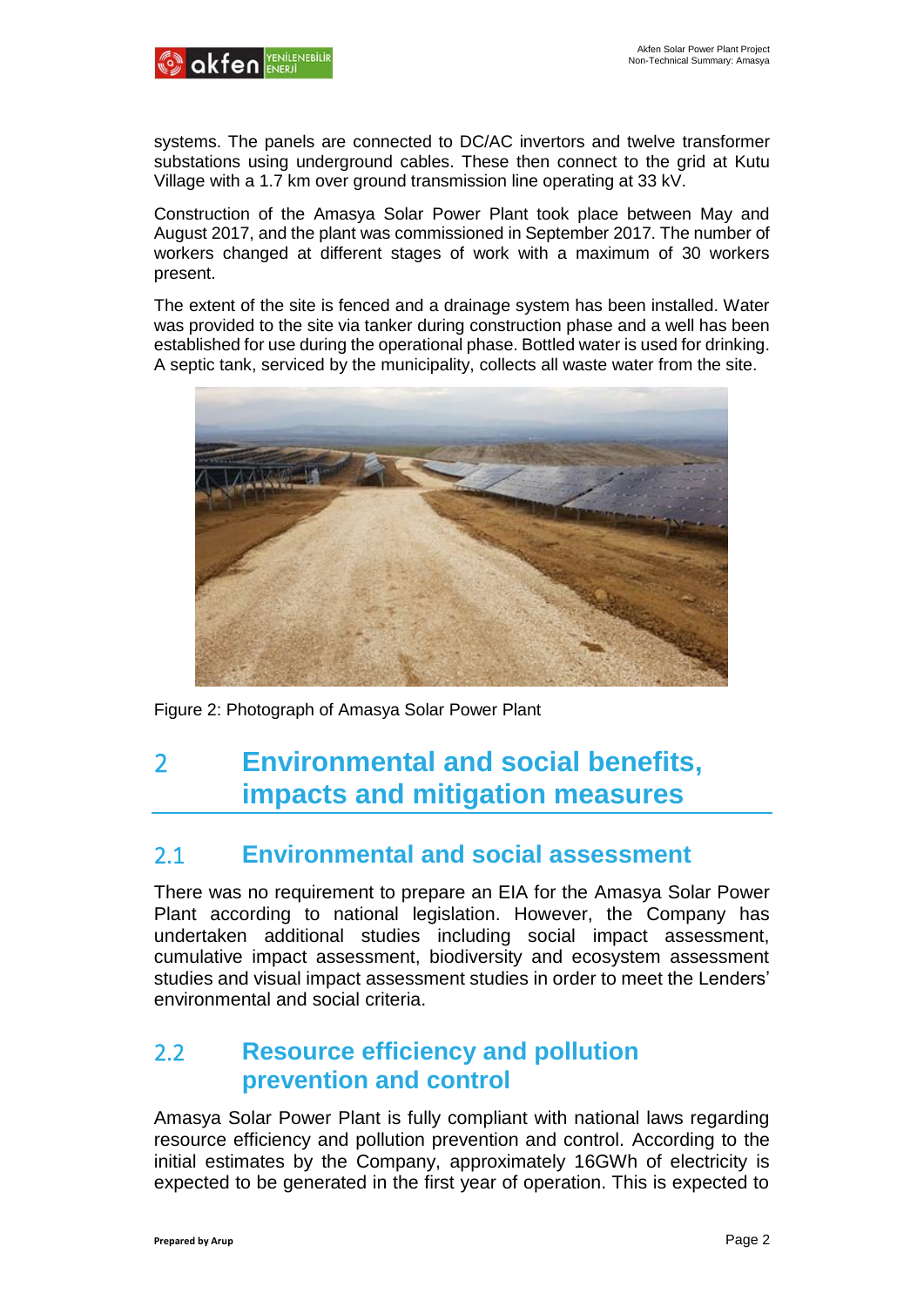systems. The panels are connected to DC/AC invertors and twelve transformer substations using underground cables. These then connect to the grid at Kutu Village with a 1.7 km over ground transmission line operating at 33 kV.

Construction of the Amasya Solar Power Plant took place between May and August 2017, and the plant was commissioned in September 2017. The number of workers changed at different stages of work with a maximum of 30 workers present.

The extent of the site is fenced and a drainage system has been installed. Water was provided to the site via tanker during construction phase and a well has been established for use during the operational phase. Bottled water is used for drinking. A septic tank, serviced by the municipality, collects all waste water from the site.

Figure 2: Photograph of Amasya Solar Power Plant

# 2 Environmental and social benefits, impacts and mitigation measures

## 2.1 Environmental and social assessment

There was no requirement to prepare an EIA for the Amasya Solar Power Plant according to national legislation. However, the Company has undertaken additional studies including social impact assessment, cumulative impact assessment, biodiversity and ecosystem assessment studies and visual impact assessment studies in order to meet the Lenders' environmental and social criteria.

## 2.2 Resource efficiency and pollution prevention and control

Amasya Solar Power Plant is fully compliant with national laws regarding resource efficiency and pollution prevention and control. According to the initial estimates by the Company, approximately 16GWh of electricity is expected to be generated in the first year of operation. This is expected to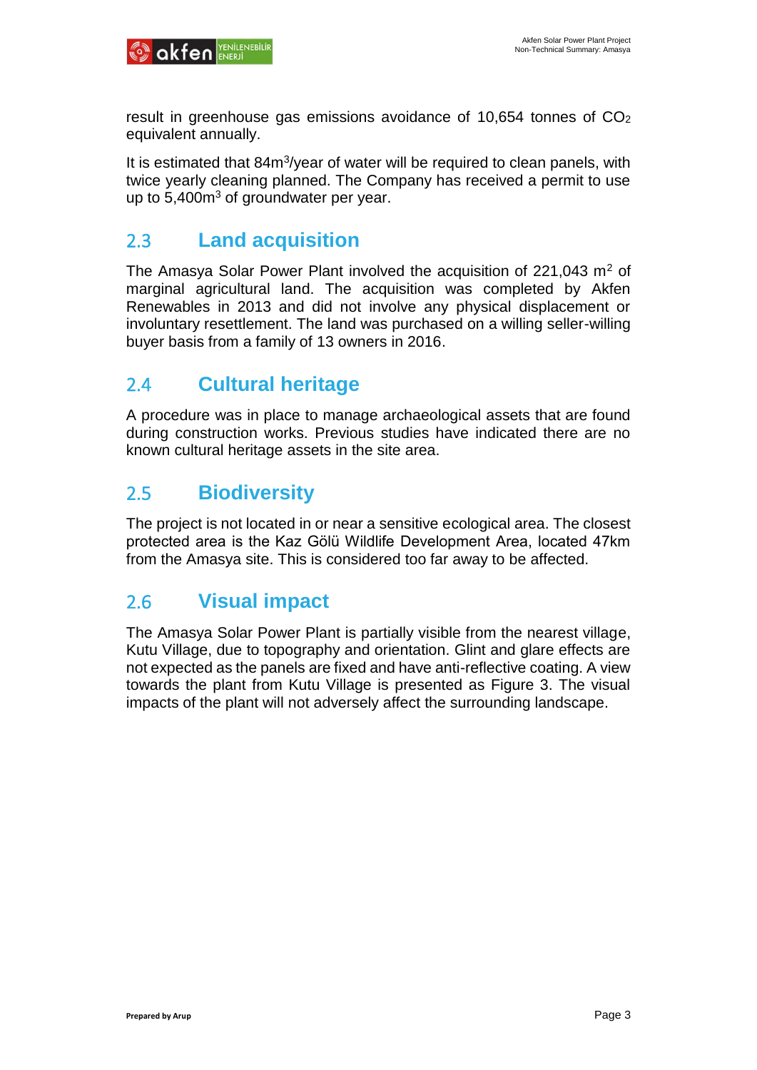result in greenhouse gas emissions avoidance of 10,654 tonnes of $CO_2$ equivalent annually.

It is estimated that 84m$^3$/year of water will be required to clean panels, with twice yearly cleaning planned. The Company has received a permit to use up to 5,400m$^3$ of groundwater per year.

## 2.3 Land acquisition

The Amasya Solar Power Plant involved the acquisition of 221,043 m$^2$ of marginal agricultural land. The acquisition was completed by Akfen Renewables in 2013 and did not involve any physical displacement or involuntary resettlement. The land was purchased on a willing seller-willing buyer basis from a family of 13 owners in 2016.

## 2.4 Cultural heritage

A procedure was in place to manage archaeological assets that are found during construction works. Previous studies have indicated there are no known cultural heritage assets in the site area.

## 2.5 Biodiversity

The project is not located in or near a sensitive ecological area. The closest protected area is the Kaz Gölü Wildlife Development Area, located 47km from the Amasya site. This is considered too far away to be affected.

## 2.6 Visual impact

The Amasya Solar Power Plant is partially visible from the nearest village, Kutu Village, due to topography and orientation. Glint and glare effects are not expected as the panels are fixed and have anti-reflective coating. A view towards the plant from Kutu Village is presented as Figure 3. The visual impacts of the plant will not adversely affect the surrounding landscape.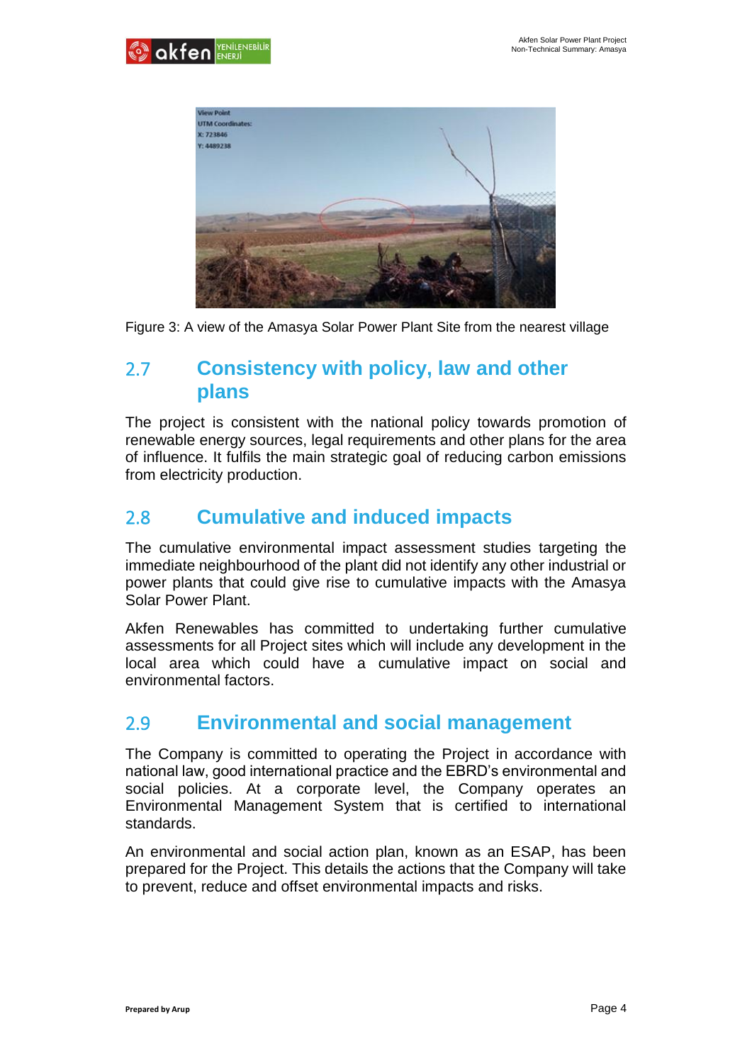Figure 3: A view of the Amasya Solar Power Plant Site from the nearest village

## 2.7 Consistency with policy, law and other plans

The project is consistent with the national policy towards promotion of renewable energy sources, legal requirements and other plans for the area of influence. It fulfils the main strategic goal of reducing carbon emissions from electricity production.

## 2.8 Cumulative and induced impacts

The cumulative environmental impact assessment studies targeting the immediate neighbourhood of the plant did not identify any other industrial or power plants that could give rise to cumulative impacts with the Amasya Solar Power Plant.

Akfen Renewables has committed to undertaking further cumulative assessments for all Project sites which will include any development in the local area which could have a cumulative impact on social and environmental factors.

## 2.9 Environmental and social management

The Company is committed to operating the Project in accordance with national law, good international practice and the EBRD's environmental and social policies. At a corporate level, the Company operates an Environmental Management System that is certified to international standards.

An environmental and social action plan, known as an ESAP, has been prepared for the Project. This details the actions that the Company will take to prevent, reduce and offset environmental impacts and risks.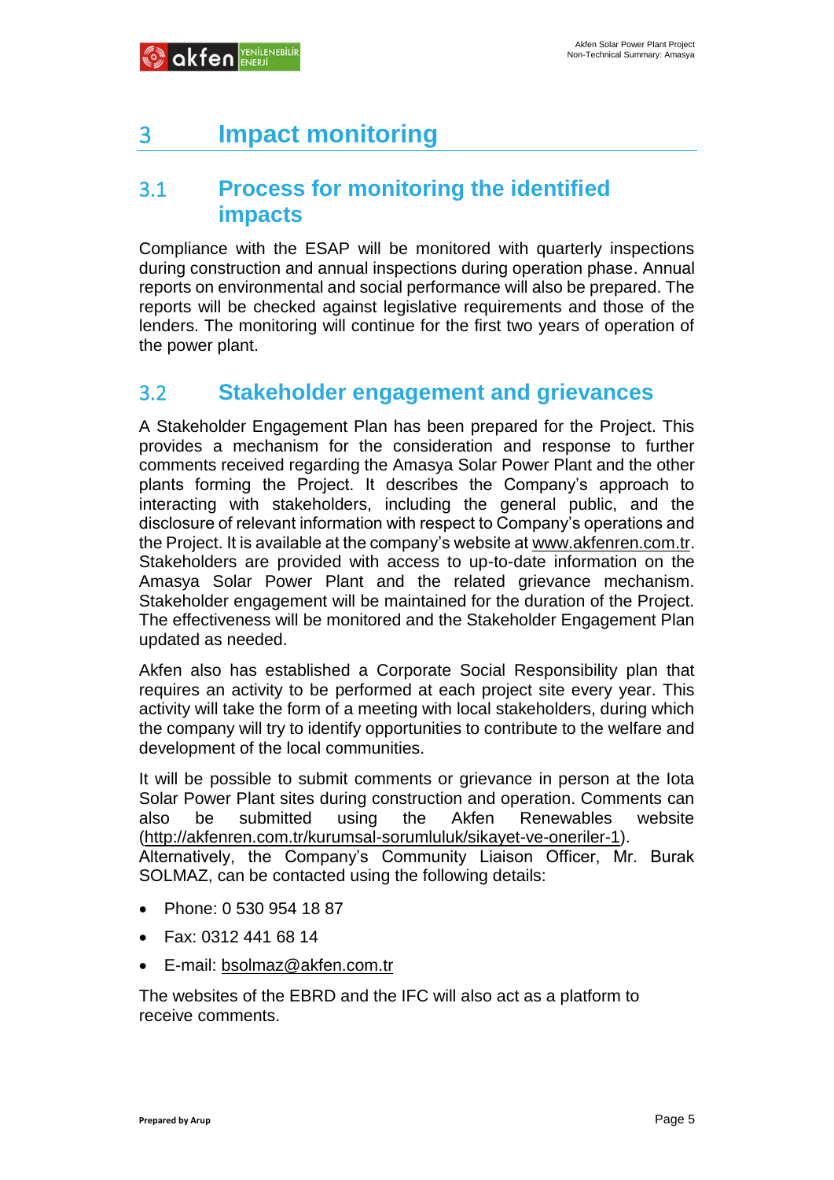# 3 Impact monitoring

## 3.1 Process for monitoring the identified impacts

Compliance with the ESAP will be monitored with quarterly inspections during construction and annual inspections during operation phase. Annual reports on environmental and social performance will also be prepared. The reports will be checked against legislative requirements and those of the lenders. The monitoring will continue for the first two years of operation of the power plant.

## 3.2 Stakeholder engagement and grievances

A Stakeholder Engagement Plan has been prepared for the Project. This provides a mechanism for the consideration and response to further comments received regarding the Amasya Solar Power Plant and the other plants forming the Project. It describes the Company's approach to interacting with stakeholders, including the general public, and the disclosure of relevant information with respect to Company's operations and the Project. It is available at the company's website at www.akfenren.com.tr. Stakeholders are provided with access to up-to-date information on the Amasya Solar Power Plant and the related grievance mechanism. Stakeholder engagement will be maintained for the duration of the Project. The effectiveness will be monitored and the Stakeholder Engagement Plan updated as needed.

Akfen also has established a Corporate Social Responsibility plan that requires an activity to be performed at each project site every year. This activity will take the form of a meeting with local stakeholders, during which the company will try to identify opportunities to contribute to the welfare and development of the local communities.

It will be possible to submit comments or grievance in person at the Iota Solar Power Plant sites during construction and operation. Comments can also be submitted using the Akfen Renewables website (http://akfenren.com.tr/kurumsal-sorumluluk/sikayet-ve-oneriler-1). Alternatively, the Company's Community Liaison Officer, Mr. Burak SOLMAZ, can be contacted using the following details:

- Phone: 0 530 954 18 87
- Fax: 0312 441 68 14
- E-mail: bsolmaz@akfen.com.tr

The websites of the EBRD and the IFC will also act as a platform to receive comments.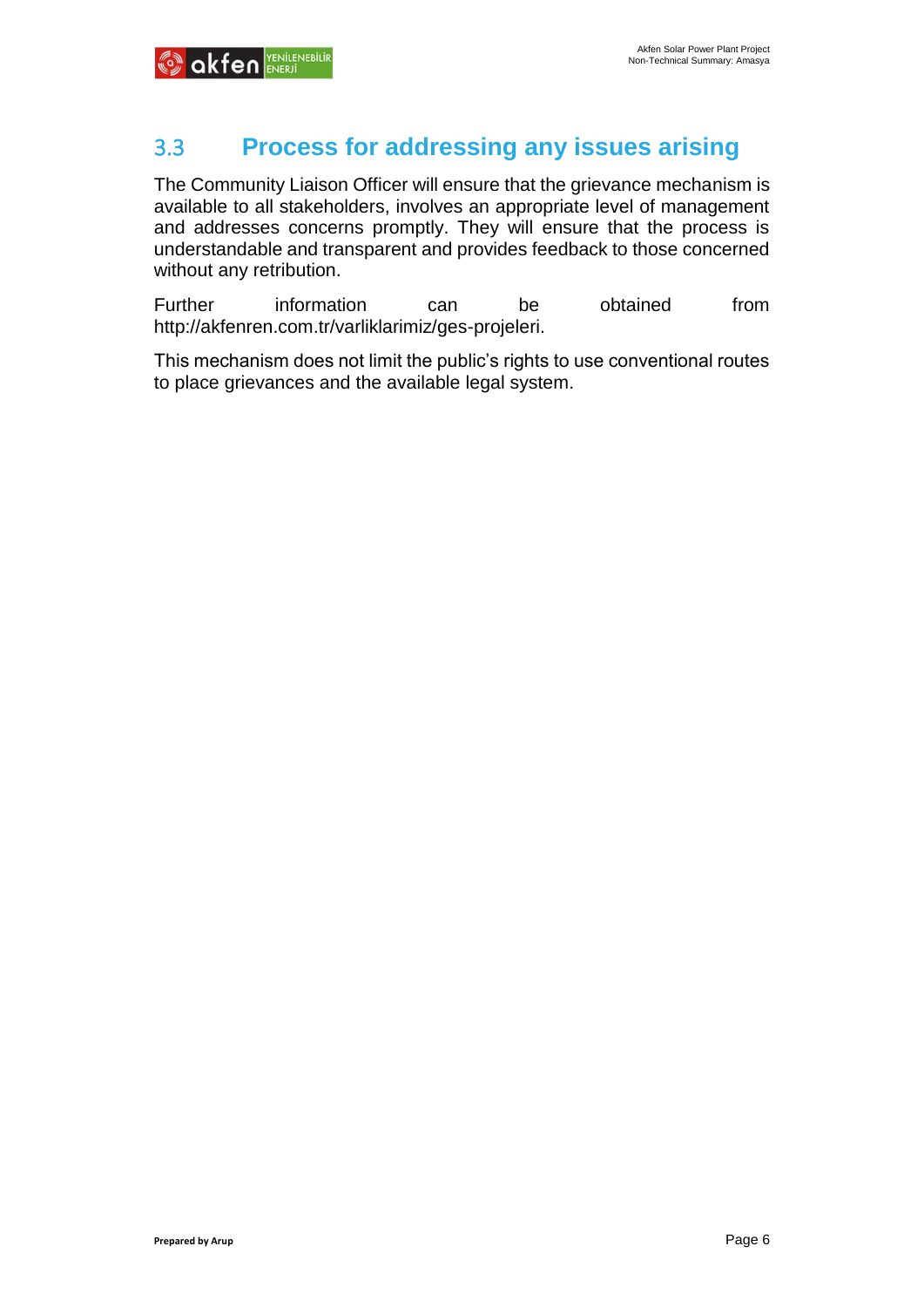## 3.3 Process for addressing any issues arising

The Community Liaison Officer will ensure that the grievance mechanism is available to all stakeholders, involves an appropriate level of management and addresses concerns promptly. They will ensure that the process is understandable and transparent and provides feedback to those concerned without any retribution.

Further information can be obtained from http://akfenren.com.tr/varliklarimiz/ges-projeleri.

This mechanism does not limit the public's rights to use conventional routes to place grievances and the available legal system.